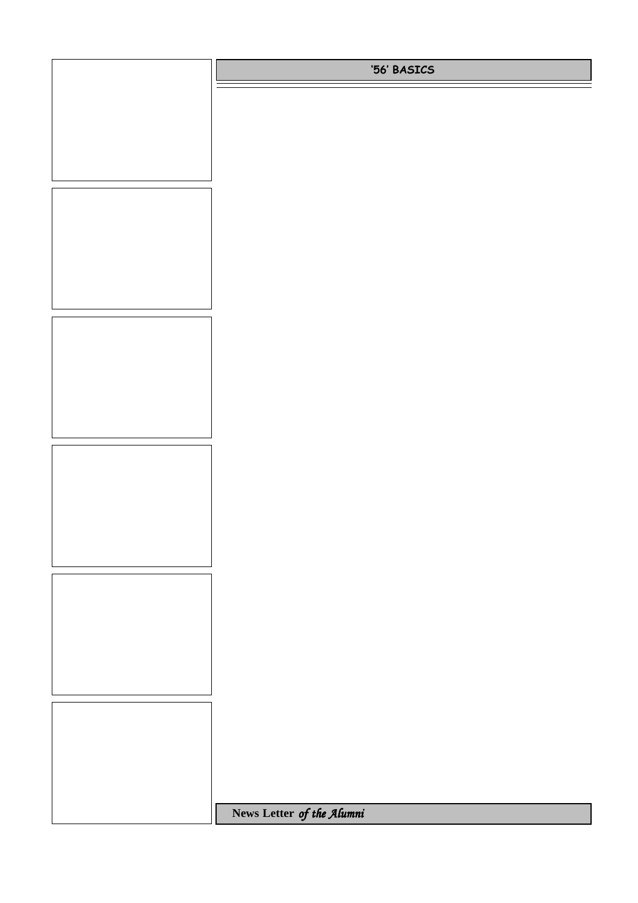## '56' BASICS

**News Letter** *of the Alumni*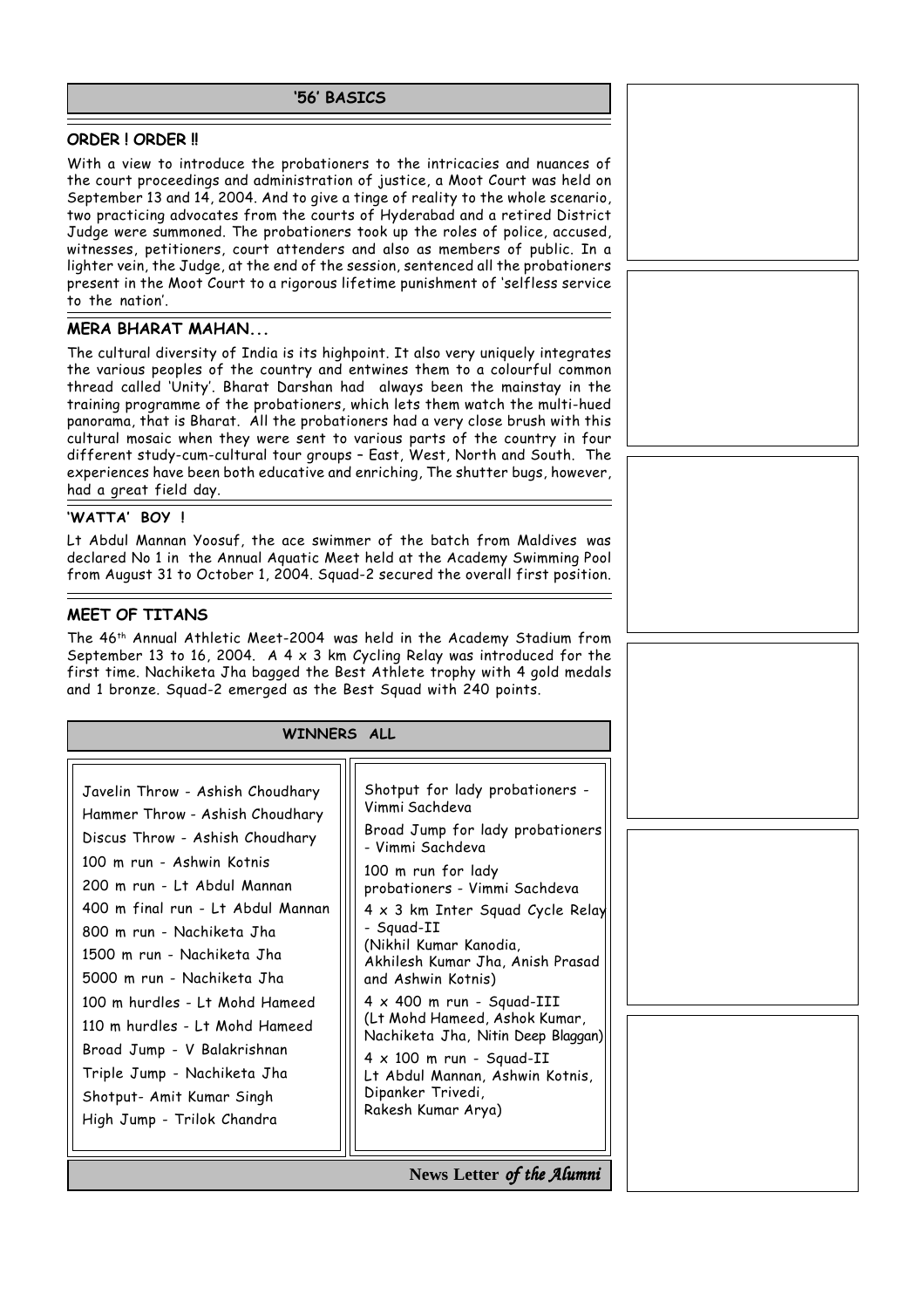## '56' BASICS

### ORDER ! ORDER !!

With a view to introduce the probationers to the intricacies and nuances of the court proceedings and administration of justice, a Moot Court was held on September 13 and 14, 2004. And to give a tinge of reality to the whole scenario, two practicing advocates from the courts of Hyderabad and a retired District Judge were summoned. The probationers took up the roles of police, accused, witnesses, petitioners, court attenders and also as members of public. In a lighter vein, the Judge, at the end of the session, sentenced all the probationers present in the Moot Court to a rigorous lifetime punishment of 'selfless service to the nation'.

### MERA BHARAT MAHAN...

The cultural diversity of India is its highpoint. It also very uniquely integrates the various peoples of the country and entwines them to a colourful common thread called 'Unity'. Bharat Darshan had always been the mainstay in the training programme of the probationers, which lets them watch the multi-hued panorama, that is Bharat. All the probationers had a very close brush with this cultural mosaic when they were sent to various parts of the country in four different study-cum-cultural tour groups – East, West, North and South. The experiences have been both educative and enriching, The shutter bugs, however, had a great field day.

### 'WATTA' BOY !

Lt Abdul Mannan Yoosuf, the ace swimmer of the batch from Maldives was declared No 1 in the Annual Aquatic Meet held at the Academy Swimming Pool from August 31 to October 1, 2004. Squad-2 secured the overall first position.

### MEET OF TITANS

The 46th Annual Athletic Meet-2004 was held in the Academy Stadium from September 13 to 16, 2004. A 4 x 3 km Cycling Relay was introduced for the first time. Nachiketa Jha bagged the Best Athlete trophy with 4 gold medals and 1 bronze. Squad-2 emerged as the Best Squad with 240 points.

## WINNERS ALL

- Javelin Throw - Ashish Choudhary
- Hammer Throw - Ashish Choudhary
- Discus Throw - Ashish Choudhary
- 100 m run - Ashwin Kotnis
- 200 m run - Lt Abdul Mannan
- 400 m final run - Lt Abdul Mannan
- 800 m run - Nachiketa Jha
- 1500 m run - Nachiketa Jha
- 5000 m run - Nachiketa Jha
- 100 m hurdles - Lt Mohd Hameed
- 110 m hurdles - Lt Mohd Hameed
- Broad Jump - V Balakrishnan
- Triple Jump - Nachiketa Jha
- Shotput- Amit Kumar Singh
- High Jump - Trilok Chandra

- Shotput for lady probationers - Vimmi Sachdeva
- Broad Jump for lady probationers - Vimmi Sachdeva
- 100 m run for lady probationers - Vimmi Sachdeva
- 4 x 3 km Inter Squad Cycle Relay - Squad-II (Nikhil Kumar Kanodia, Akhilesh Kumar Jha, Anish Prasad and Ashwin Kotnis)
- 4 x 400 m run - Squad-III (Lt Mohd Hameed, Ashok Kumar, Nachiketa Jha, Nitin Deep Blaggan)
- 4 x 100 m run - Squad-II Lt Abdul Mannan, Ashwin Kotnis, Dipanker Trivedi, Rakesh Kumar Arya)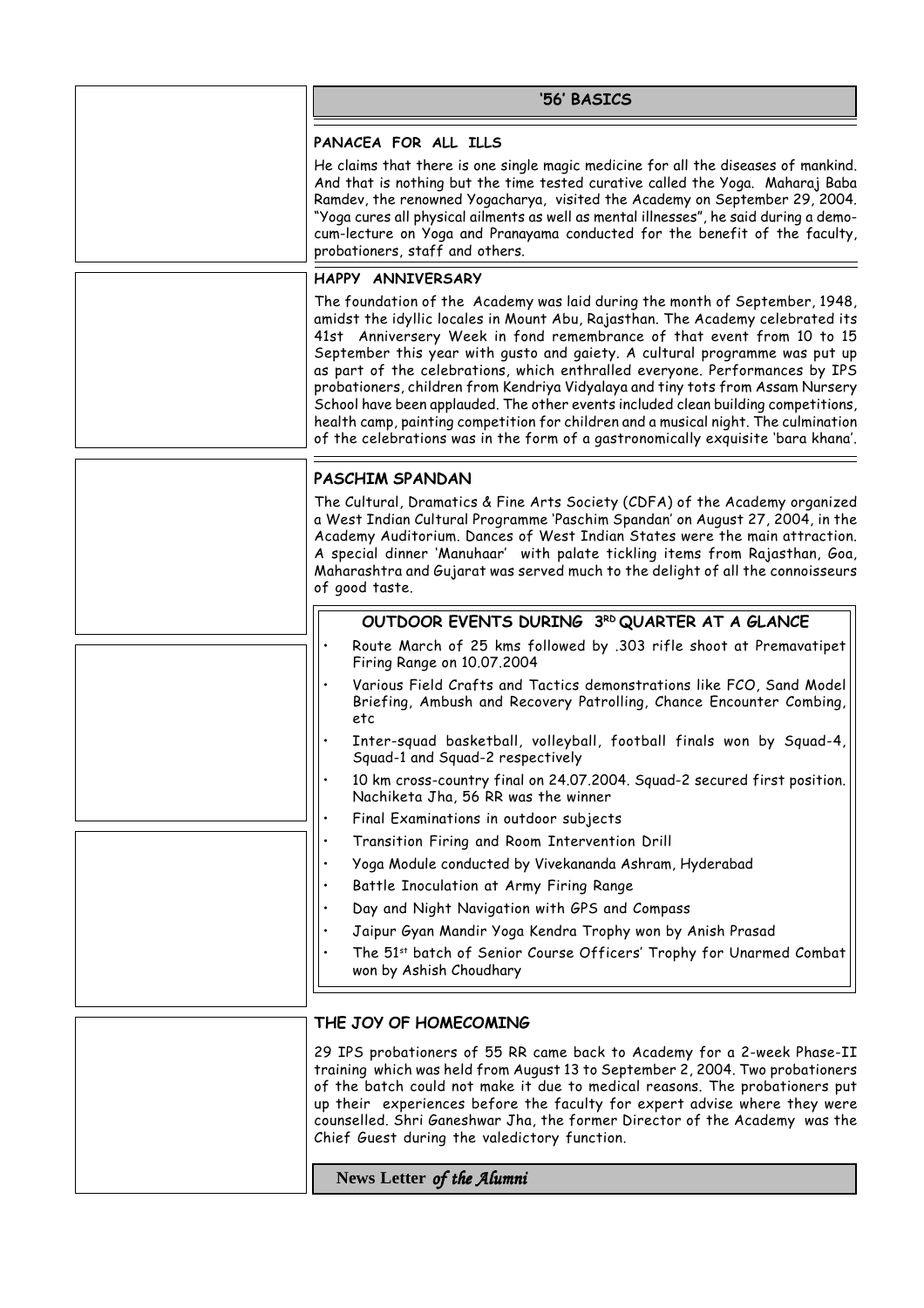## '56' BASICS

### PANACEA FOR ALL ILLS

He claims that there is one single magic medicine for all the diseases of mankind. And that is nothing but the time tested curative called the Yoga. Maharaj Baba Ramdev, the renowned Yogacharya, visited the Academy on September 29, 2004. "Yoga cures all physical ailments as well as mental illnesses", he said during a demo-cum-lecture on Yoga and Pranayama conducted for the benefit of the faculty, probationers, staff and others.

### HAPPY ANNIVERSARY

The foundation of the Academy was laid during the month of September, 1948, amidst the idyllic locales in Mount Abu, Rajasthan. The Academy celebrated its 41st Anniversery Week in fond remembrance of that event from 10 to 15 September this year with gusto and gaiety. A cultural programme was put up as part of the celebrations, which enthralled everyone. Performances by IPS probationers, children from Kendriya Vidyalaya and tiny tots from Assam Nursery School have been applauded. The other events included clean building competitions, health camp, painting competition for children and a musical night. The culmination of the celebrations was in the form of a gastronomically exquisite 'bara khana'.

### PASCHIM SPANDAN

The Cultural, Dramatics & Fine Arts Society (CDFA) of the Academy organized a West Indian Cultural Programme 'Paschim Spandan' on August 27, 2004, in the Academy Auditorium. Dances of West Indian States were the main attraction. A special dinner 'Manuhaar' with palate tickling items from Rajasthan, Goa, Maharashtra and Gujarat was served much to the delight of all the connoisseurs of good taste.

### OUTDOOR EVENTS DURING 3RD QUARTER AT A GLANCE

- Route March of 25 kms followed by .303 rifle shoot at Premavatipet Firing Range on 10.07.2004
- Various Field Crafts and Tactics demonstrations like FCO, Sand Model Briefing, Ambush and Recovery Patrolling, Chance Encounter Combing, etc
- Inter-squad basketball, volleyball, football finals won by Squad-4, Squad-1 and Squad-2 respectively
- 10 km cross-country final on 24.07.2004. Squad-2 secured first position. Nachiketa Jha, 56 RR was the winner
- Final Examinations in outdoor subjects
- Transition Firing and Room Intervention Drill
- Yoga Module conducted by Vivekananda Ashram, Hyderabad
- Battle Inoculation at Army Firing Range
- Day and Night Navigation with GPS and Compass
- Jaipur Gyan Mandir Yoga Kendra Trophy won by Anish Prasad
- The 51st batch of Senior Course Officers' Trophy for Unarmed Combat won by Ashish Choudhary

### THE JOY OF HOMECOMING

29 IPS probationers of 55 RR came back to Academy for a 2-week Phase-II training which was held from August 13 to September 2, 2004. Two probationers of the batch could not make it due to medical reasons. The probationers put up their experiences before the faculty for expert advise where they were counselled. Shri Ganeshwar Jha, the former Director of the Academy was the Chief Guest during the valedictory function.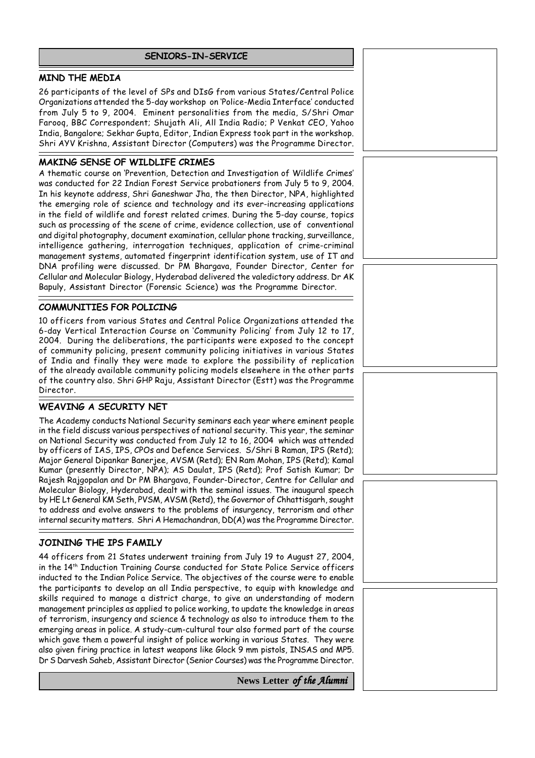## SENIORS-IN-SERVICE

### MIND THE MEDIA

26 participants of the level of SPs and DIsG from various States/Central Police Organizations attended the 5-day workshop on 'Police-Media Interface' conducted from July 5 to 9, 2004. Eminent personalities from the media, S/Shri Omar Farooq, BBC Correspondent; Shujath Ali, All India Radio; P Venkat CEO, Yahoo India, Bangalore; Sekhar Gupta, Editor, Indian Express took part in the workshop. Shri AYV Krishna, Assistant Director (Computers) was the Programme Director.

### MAKING SENSE OF WILDLIFE CRIMES

A thematic course on 'Prevention, Detection and Investigation of Wildlife Crimes' was conducted for 22 Indian Forest Service probationers from July 5 to 9, 2004. In his keynote address, Shri Ganeshwar Jha, the then Director, NPA, highlighted the emerging role of science and technology and its ever-increasing applications in the field of wildlife and forest related crimes. During the 5-day course, topics such as processing of the scene of crime, evidence collection, use of conventional and digital photography, document examination, cellular phone tracking, surveillance, intelligence gathering, interrogation techniques, application of crime-criminal management systems, automated fingerprint identification system, use of IT and DNA profiling were discussed. Dr PM Bhargava, Founder Director, Center for Cellular and Molecular Biology, Hyderabad delivered the valedictory address. Dr AK Bapuly, Assistant Director (Forensic Science) was the Programme Director.

### COMMUNITIES FOR POLICING

10 officers from various States and Central Police Organizations attended the 6-day Vertical Interaction Course on 'Community Policing' from July 12 to 17, 2004. During the deliberations, the participants were exposed to the concept of community policing, present community policing initiatives in various States of India and finally they were made to explore the possibility of replication of the already available community policing models elsewhere in the other parts of the country also. Shri GHP Raju, Assistant Director (Estt) was the Programme Director.

### WEAVING A SECURITY NET

The Academy conducts National Security seminars each year where eminent people in the field discuss various perspectives of national security. This year, the seminar on National Security was conducted from July 12 to 16, 2004 which was attended by officers of IAS, IPS, CPOs and Defence Services. S/Shri B Raman, IPS (Retd); Major General Dipankar Banerjee, AVSM (Retd); EN Ram Mohan, IPS (Retd); Kamal Kumar (presently Director, NPA); AS Daulat, IPS (Retd); Prof Satish Kumar; Dr Rajesh Rajgopalan and Dr PM Bhargava, Founder-Director, Centre for Cellular and Molecular Biology, Hyderabad, dealt with the seminal issues. The inaugural speech by HE Lt General KM Seth, PVSM, AVSM (Retd), the Governor of Chhattisgarh, sought to address and evolve answers to the problems of insurgency, terrorism and other internal security matters. Shri A Hemachandran, DD(A) was the Programme Director.

### JOINING THE IPS FAMILY

44 officers from 21 States underwent training from July 19 to August 27, 2004, in the 14th Induction Training Course conducted for State Police Service officers inducted to the Indian Police Service. The objectives of the course were to enable the participants to develop an all India perspective, to equip with knowledge and skills required to manage a district charge, to give an understanding of modern management principles as applied to police working, to update the knowledge in areas of terrorism, insurgency and science & technology as also to introduce them to the emerging areas in police. A study-cum-cultural tour also formed part of the course which gave them a powerful insight of police working in various States. They were also given firing practice in latest weapons like Glock 9 mm pistols, INSAS and MP5. Dr S Darvesh Saheb, Assistant Director (Senior Courses) was the Programme Director.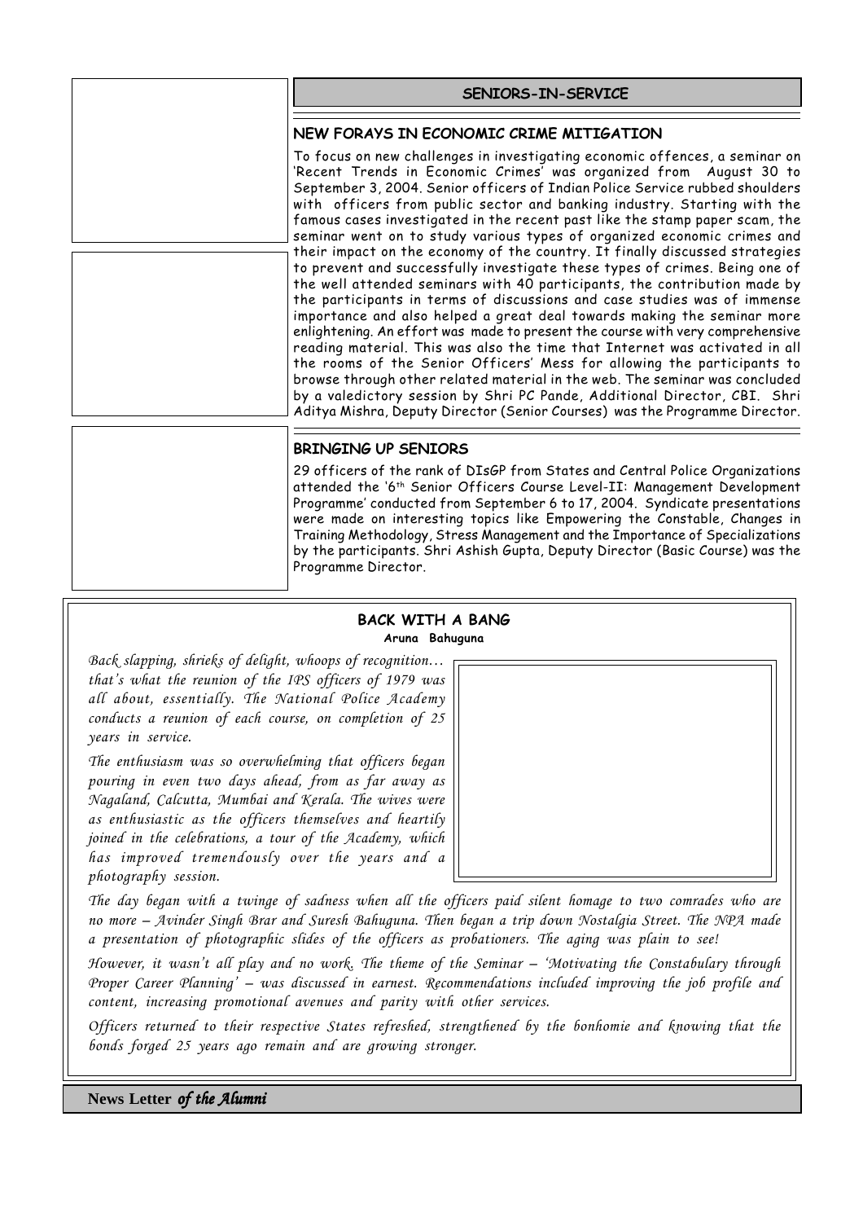## SENIORS-IN-SERVICE

### NEW FORAYS IN ECONOMIC CRIME MITIGATION

To focus on new challenges in investigating economic offences, a seminar on 'Recent Trends in Economic Crimes' was organized from August 30 to September 3, 2004. Senior officers of Indian Police Service rubbed shoulders with officers from public sector and banking industry. Starting with the famous cases investigated in the recent past like the stamp paper scam, the seminar went on to study various types of organized economic crimes and their impact on the economy of the country. It finally discussed strategies to prevent and successfully investigate these types of crimes. Being one of the well attended seminars with 40 participants, the contribution made by the participants in terms of discussions and case studies was of immense importance and also helped a great deal towards making the seminar more enlightening. An effort was made to present the course with very comprehensive reading material. This was also the time that Internet was activated in all the rooms of the Senior Officers' Mess for allowing the participants to browse through other related material in the web. The seminar was concluded by a valedictory session by Shri PC Pande, Additional Director, CBI. Shri Aditya Mishra, Deputy Director (Senior Courses) was the Programme Director.

### BRINGING UP SENIORS

29 officers of the rank of DIsGP from States and Central Police Organizations attended the '6th Senior Officers Course Level-II: Management Development Programme' conducted from September 6 to 17, 2004. Syndicate presentations were made on interesting topics like Empowering the Constable, Changes in Training Methodology, Stress Management and the Importance of Specializations by the participants. Shri Ashish Gupta, Deputy Director (Basic Course) was the Programme Director.

### BACK WITH A BANG

**Aruna Bahuguna**

*Back slapping, shrieks of delight, whoops of recognition… that's what the reunion of the IPS officers of 1979 was all about, essentially. The National Police Academy conducts a reunion of each course, on completion of 25 years in service.*

*The enthusiasm was so overwhelming that officers began pouring in even two days ahead, from as far away as Nagaland, Calcutta, Mumbai and Kerala. The wives were as enthusiastic as the officers themselves and heartily joined in the celebrations, a tour of the Academy, which has improved tremendously over the years and a photography session.*

*The day began with a twinge of sadness when all the officers paid silent homage to two comrades who are no more – Avinder Singh Brar and Suresh Bahuguna. Then began a trip down Nostalgia Street. The NPA made a presentation of photographic slides of the officers as probationers. The aging was plain to see!*

*However, it wasn't all play and no work. The theme of the Seminar – 'Motivating the Constabulary through Proper Career Planning' – was discussed in earnest. Recommendations included improving the job profile and content, increasing promotional avenues and parity with other services.*

*Officers returned to their respective States refreshed, strengthened by the bonhomie and knowing that the bonds forged 25 years ago remain and are growing stronger.*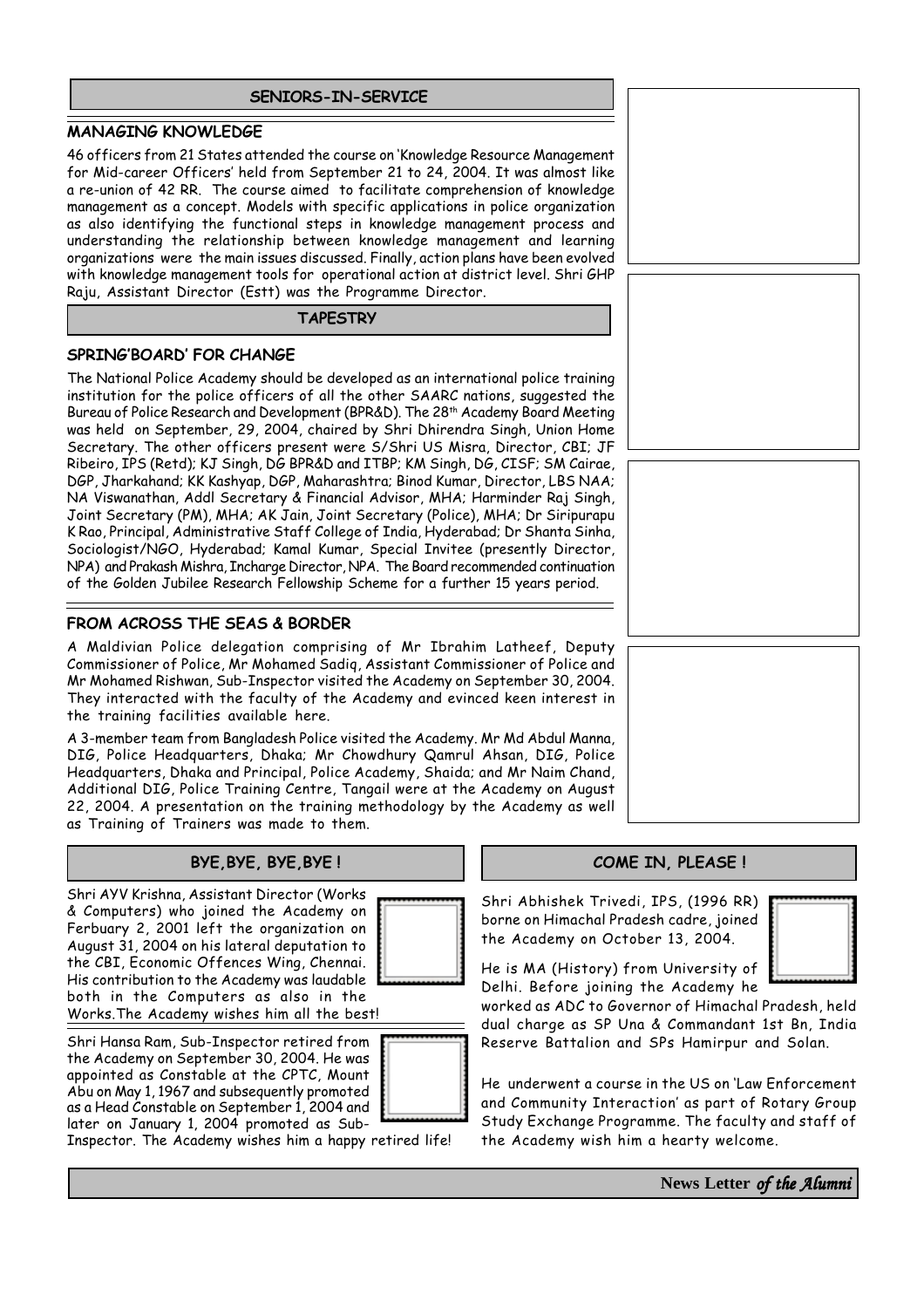## SENIORS-IN-SERVICE

### MANAGING KNOWLEDGE

46 officers from 21 States attended the course on 'Knowledge Resource Management for Mid-career Officers' held from September 21 to 24, 2004. It was almost like a re-union of 42 RR. The course aimed to facilitate comprehension of knowledge management as a concept. Models with specific applications in police organization as also identifying the functional steps in knowledge management process and understanding the relationship between knowledge management and learning organizations were the main issues discussed. Finally, action plans have been evolved with knowledge management tools for operational action at district level. Shri GHP Raju, Assistant Director (Estt) was the Programme Director.

## TAPESTRY

### SPRING'BOARD' FOR CHANGE

The National Police Academy should be developed as an international police training institution for the police officers of all the other SAARC nations, suggested the Bureau of Police Research and Development (BPR&D). The 28th Academy Board Meeting was held on September, 29, 2004, chaired by Shri Dhirendra Singh, Union Home Secretary. The other officers present were S/Shri US Misra, Director, CBI; JF Ribeiro, IPS (Retd); KJ Singh, DG BPR&D and ITBP; KM Singh, DG, CISF; SM Cairae, DGP, Jharkahand; KK Kashyap, DGP, Maharashtra; Binod Kumar, Director, LBS NAA; NA Viswanathan, Addl Secretary & Financial Advisor, MHA; Harminder Raj Singh, Joint Secretary (PM), MHA; AK Jain, Joint Secretary (Police), MHA; Dr Siripurapu K Rao, Principal, Administrative Staff College of India, Hyderabad; Dr Shanta Sinha, Sociologist/NGO, Hyderabad; Kamal Kumar, Special Invitee (presently Director, NPA) and Prakash Mishra, Incharge Director, NPA. The Board recommended continuation of the Golden Jubilee Research Fellowship Scheme for a further 15 years period.

### FROM ACROSS THE SEAS & BORDER

A Maldivian Police delegation comprising of Mr Ibrahim Latheef, Deputy Commissioner of Police, Mr Mohamed Sadiq, Assistant Commissioner of Police and Mr Mohamed Rishwan, Sub-Inspector visited the Academy on September 30, 2004. They interacted with the faculty of the Academy and evinced keen interest in the training facilities available here.

A 3-member team from Bangladesh Police visited the Academy. Mr Md Abdul Manna, DIG, Police Headquarters, Dhaka; Mr Chowdhury Qamrul Ahsan, DIG, Police Headquarters, Dhaka and Principal, Police Academy, Shaida; and Mr Naim Chand, Additional DIG, Police Training Centre, Tangail were at the Academy on August 22, 2004. A presentation on the training methodology by the Academy as well as Training of Trainers was made to them.

## BYE,BYE, BYE,BYE !

Shri AYV Krishna, Assistant Director (Works & Computers) who joined the Academy on Ferbuary 2, 2001 left the organization on August 31, 2004 on his lateral deputation to the CBI, Economic Offences Wing, Chennai. His contribution to the Academy was laudable both in the Computers as also in the Works.The Academy wishes him all the best!

Shri Hansa Ram, Sub-Inspector retired from the Academy on September 30, 2004. He was appointed as Constable at the CPTC, Mount Abu on May 1, 1967 and subsequently promoted as a Head Constable on September 1, 2004 and later on January 1, 2004 promoted as Sub-Inspector. The Academy wishes him a happy retired life!

## COME IN, PLEASE !

Shri Abhishek Trivedi, IPS, (1996 RR) borne on Himachal Pradesh cadre, joined the Academy on October 13, 2004.

He is MA (History) from University of Delhi. Before joining the Academy he worked as ADC to Governor of Himachal Pradesh, held dual charge as SP Una & Commandant 1st Bn, India Reserve Battalion and SPs Hamirpur and Solan.

He underwent a course in the US on 'Law Enforcement and Community Interaction' as part of Rotary Group Study Exchange Programme. The faculty and staff of the Academy wish him a hearty welcome.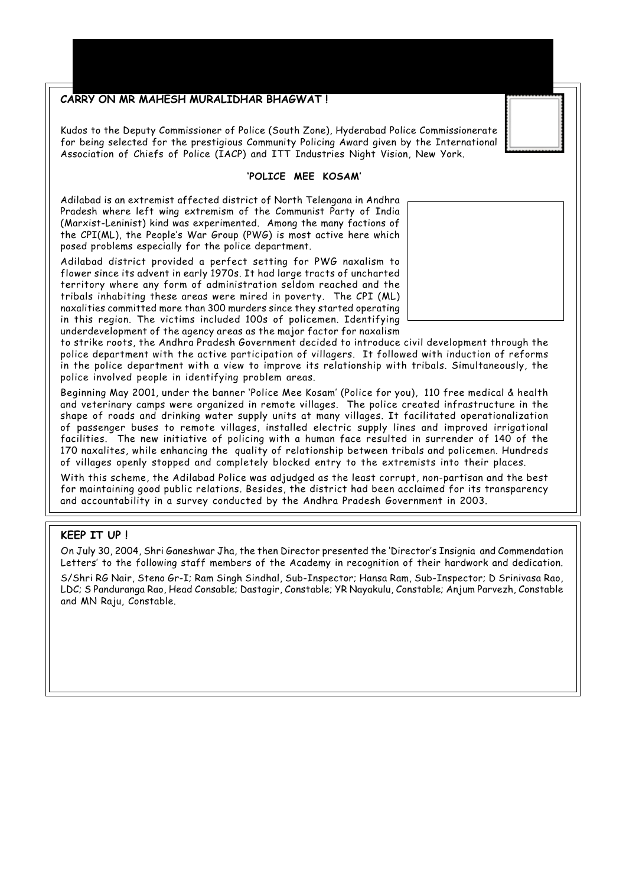## CARRY ON MR MAHESH MURALIDHAR BHAGWAT !

Kudos to the Deputy Commissioner of Police (South Zone), Hyderabad Police Commissionerate for being selected for the prestigious Community Policing Award given by the International Association of Chiefs of Police (IACP) and ITT Industries Night Vision, New York.

### 'POLICE MEE KOSAM'

Adilabad is an extremist affected district of North Telengana in Andhra Pradesh where left wing extremism of the Communist Party of India (Marxist-Leninist) kind was experimented. Among the many factions of the CPI(ML), the People's War Group (PWG) is most active here which posed problems especially for the police department.

Adilabad district provided a perfect setting for PWG naxalism to flower since its advent in early 1970s. It had large tracts of uncharted territory where any form of administration seldom reached and the tribals inhabiting these areas were mired in poverty. The CPI (ML) naxalities committed more than 300 murders since they started operating in this region. The victims included 100s of policemen. Identifying underdevelopment of the agency areas as the major factor for naxalism to strike roots, the Andhra Pradesh Government decided to introduce civil development through the police department with the active participation of villagers. It followed with induction of reforms in the police department with a view to improve its relationship with tribals. Simultaneously, the police involved people in identifying problem areas.

Beginning May 2001, under the banner 'Police Mee Kosam' (Police for you), 110 free medical & health and veterinary camps were organized in remote villages. The police created infrastructure in the shape of roads and drinking water supply units at many villages. It facilitated operationalization of passenger buses to remote villages, installed electric supply lines and improved irrigational facilities. The new initiative of policing with a human face resulted in surrender of 140 of the 170 naxalites, while enhancing the quality of relationship between tribals and policemen. Hundreds of villages openly stopped and completely blocked entry to the extremists into their places.

With this scheme, the Adilabad Police was adjudged as the least corrupt, non-partisan and the best for maintaining good public relations. Besides, the district had been acclaimed for its transparency and accountability in a survey conducted by the Andhra Pradesh Government in 2003.

## KEEP IT UP !

On July 30, 2004, Shri Ganeshwar Jha, the then Director presented the 'Director's Insignia and Commendation Letters' to the following staff members of the Academy in recognition of their hardwork and dedication.

S/Shri RG Nair, Steno Gr-I; Ram Singh Sindhal, Sub-Inspector; Hansa Ram, Sub-Inspector; D Srinivasa Rao, LDC; S Panduranga Rao, Head Consable; Dastagir, Constable; YR Nayakulu, Constable; Anjum Parvezh, Constable and MN Raju, Constable.